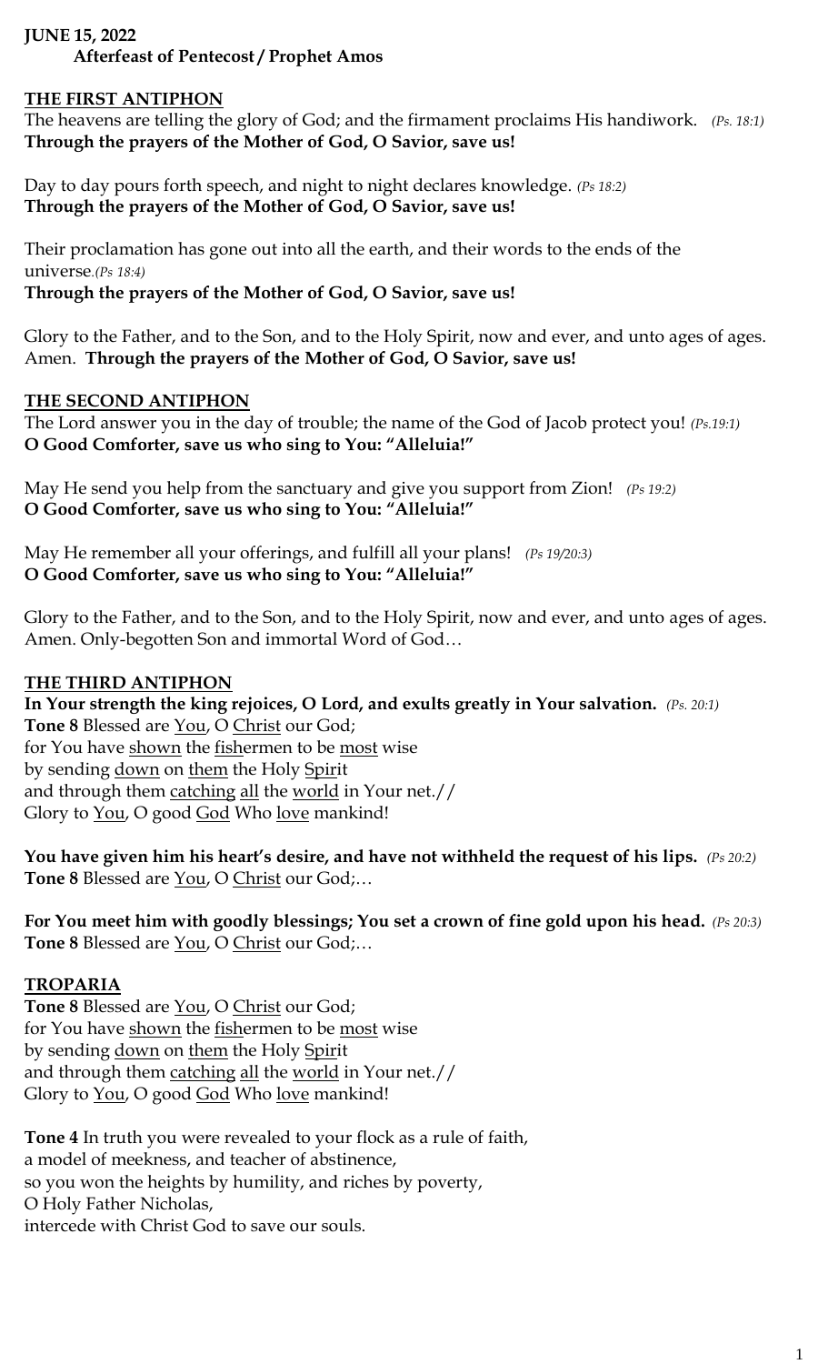**JUNE 15, 2022**
**Afterfeast of Pentecost / Prophet Amos**

**THE FIRST ANTIPHON**

The heavens are telling the glory of God; and the firmament proclaims His handiwork. *(Ps. 18:1)*
**Through the prayers of the Mother of God, O Savior, save us!**

Day to day pours forth speech, and night to night declares knowledge. *(Ps 18:2)*
**Through the prayers of the Mother of God, O Savior, save us!**

Their proclamation has gone out into all the earth, and their words to the ends of the universe.*(Ps 18:4)*
**Through the prayers of the Mother of God, O Savior, save us!**

Glory to the Father, and to the Son, and to the Holy Spirit, now and ever, and unto ages of ages. Amen. **Through the prayers of the Mother of God, O Savior, save us!**

**THE SECOND ANTIPHON**

The Lord answer you in the day of trouble; the name of the God of Jacob protect you! *(Ps.19:1)*
**O Good Comforter, save us who sing to You: "Alleluia!"**

May He send you help from the sanctuary and give you support from Zion! *(Ps 19:2)*
**O Good Comforter, save us who sing to You: "Alleluia!"**

May He remember all your offerings, and fulfill all your plans! *(Ps 19/20:3)*
**O Good Comforter, save us who sing to You: "Alleluia!"**

Glory to the Father, and to the Son, and to the Holy Spirit, now and ever, and unto ages of ages. Amen. Only-begotten Son and immortal Word of God…

**THE THIRD ANTIPHON**

**In Your strength the king rejoices, O Lord, and exults greatly in Your salvation.** *(Ps. 20:1)*
**Tone 8** Blessed are You, O Christ our God;
for You have shown the fishermen to be most wise
by sending down on them the Holy Spirit
and through them catching all the world in Your net.//
Glory to You, O good God Who love mankind!

**You have given him his heart's desire, and have not withheld the request of his lips.** *(Ps 20:2)*
**Tone 8** Blessed are You, O Christ our God;…

**For You meet him with goodly blessings; You set a crown of fine gold upon his head.** *(Ps 20:3)*
**Tone 8** Blessed are You, O Christ our God;…

**TROPARIA**

**Tone 8** Blessed are You, O Christ our God;
for You have shown the fishermen to be most wise
by sending down on them the Holy Spirit
and through them catching all the world in Your net.//
Glory to You, O good God Who love mankind!

**Tone 4** In truth you were revealed to your flock as a rule of faith,
a model of meekness, and teacher of abstinence,
so you won the heights by humility, and riches by poverty,
O Holy Father Nicholas,
intercede with Christ God to save our souls.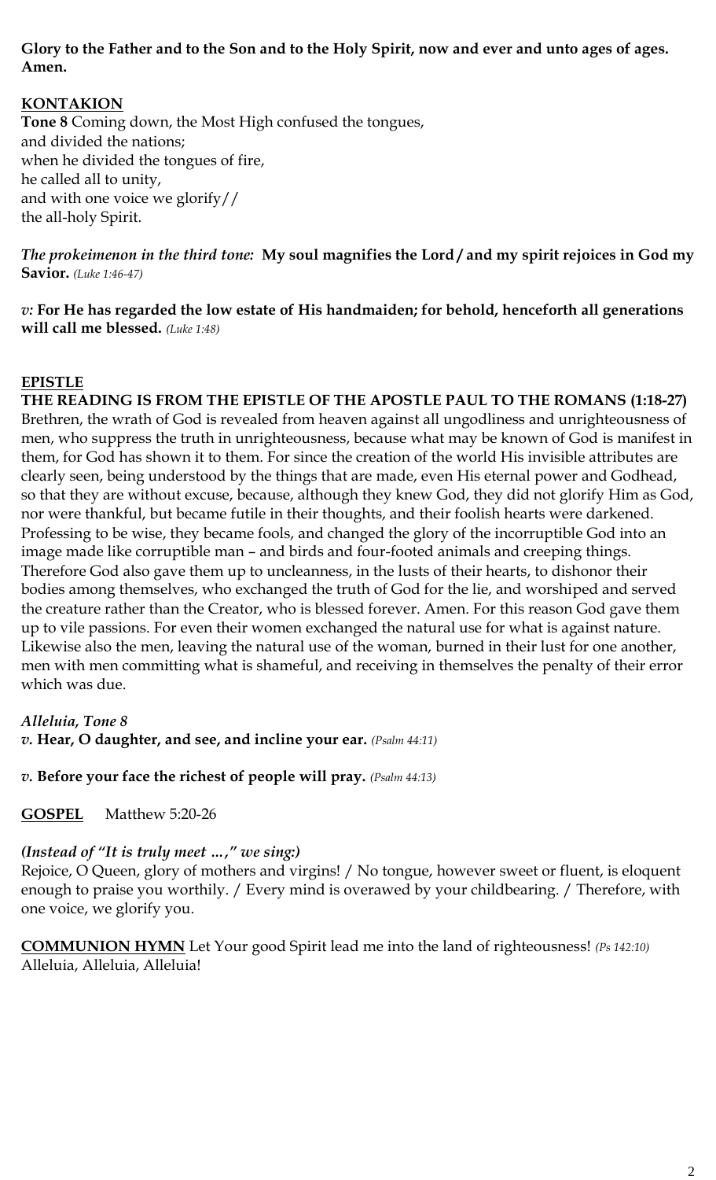**Glory to the Father and to the Son and to the Holy Spirit, now and ever and unto ages of ages. Amen.**

**KONTAKION**

**Tone 8** Coming down, the Most High confused the tongues,
and divided the nations;
when he divided the tongues of fire,
he called all to unity,
and with one voice we glorify//
the all-holy Spirit.

***The prokeimenon in the third tone:*** **My soul magnifies the Lord / and my spirit rejoices in God my Savior.** *(Luke 1:46-47)*

*v:* **For He has regarded the low estate of His handmaiden; for behold, henceforth all generations will call me blessed.** *(Luke 1:48)*

**EPISTLE**

**THE READING IS FROM THE EPISTLE OF THE APOSTLE PAUL TO THE ROMANS (1:18-27)**

Brethren, the wrath of God is revealed from heaven against all ungodliness and unrighteousness of men, who suppress the truth in unrighteousness, because what may be known of God is manifest in them, for God has shown it to them. For since the creation of the world His invisible attributes are clearly seen, being understood by the things that are made, even His eternal power and Godhead, so that they are without excuse, because, although they knew God, they did not glorify Him as God, nor were thankful, but became futile in their thoughts, and their foolish hearts were darkened. Professing to be wise, they became fools, and changed the glory of the incorruptible God into an image made like corruptible man – and birds and four-footed animals and creeping things. Therefore God also gave them up to uncleanness, in the lusts of their hearts, to dishonor their bodies among themselves, who exchanged the truth of God for the lie, and worshiped and served the creature rather than the Creator, who is blessed forever. Amen. For this reason God gave them up to vile passions. For even their women exchanged the natural use for what is against nature. Likewise also the men, leaving the natural use of the woman, burned in their lust for one another, men with men committing what is shameful, and receiving in themselves the penalty of their error which was due.

***Alleluia, Tone 8***

*v.* **Hear, O daughter, and see, and incline your ear.** *(Psalm 44:11)*

*v.* **Before your face the richest of people will pray.** *(Psalm 44:13)*

**GOSPEL** Matthew 5:20-26

***(Instead of "It is truly meet …," we sing:)***

Rejoice, O Queen, glory of mothers and virgins! / No tongue, however sweet or fluent, is eloquent enough to praise you worthily. / Every mind is overawed by your childbearing. / Therefore, with one voice, we glorify you.

**COMMUNION HYMN** Let Your good Spirit lead me into the land of righteousness! *(Ps 142:10)*
Alleluia, Alleluia, Alleluia!